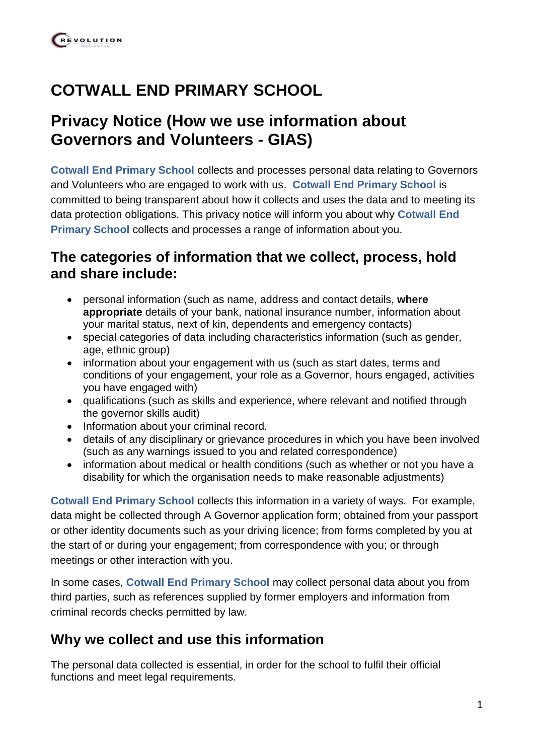# COTWALL END PRIMARY SCHOOL

# Privacy Notice (How we use information about Governors and Volunteers - GIAS)

**Cotwall End Primary School** collects and processes personal data relating to Governors and Volunteers who are engaged to work with us. **Cotwall End Primary School** is committed to being transparent about how it collects and uses the data and to meeting its data protection obligations. This privacy notice will inform you about why **Cotwall End Primary School** collects and processes a range of information about you.

## The categories of information that we collect, process, hold and share include:

- personal information (such as name, address and contact details, **where appropriate** details of your bank, national insurance number, information about your marital status, next of kin, dependents and emergency contacts)
- special categories of data including characteristics information (such as gender, age, ethnic group)
- information about your engagement with us (such as start dates, terms and conditions of your engagement, your role as a Governor, hours engaged, activities you have engaged with)
- qualifications (such as skills and experience, where relevant and notified through the governor skills audit)
- Information about your criminal record.
- details of any disciplinary or grievance procedures in which you have been involved (such as any warnings issued to you and related correspondence)
- information about medical or health conditions (such as whether or not you have a disability for which the organisation needs to make reasonable adjustments)

**Cotwall End Primary School** collects this information in a variety of ways. For example, data might be collected through A Governor application form; obtained from your passport or other identity documents such as your driving licence; from forms completed by you at the start of or during your engagement; from correspondence with you; or through meetings or other interaction with you.

In some cases, **Cotwall End Primary School** may collect personal data about you from third parties, such as references supplied by former employers and information from criminal records checks permitted by law.

## Why we collect and use this information

The personal data collected is essential, in order for the school to fulfil their official functions and meet legal requirements.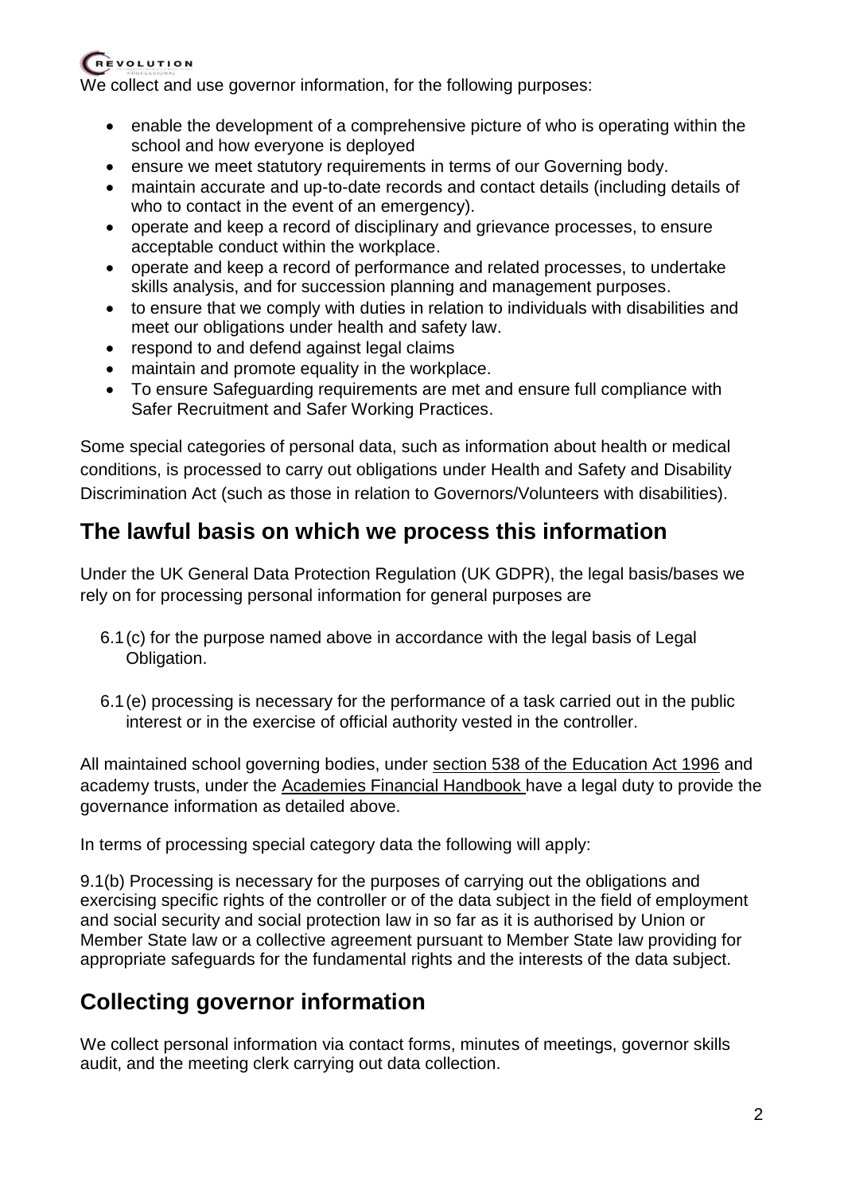We collect and use governor information, for the following purposes:

- enable the development of a comprehensive picture of who is operating within the school and how everyone is deployed
- ensure we meet statutory requirements in terms of our Governing body.
- maintain accurate and up-to-date records and contact details (including details of who to contact in the event of an emergency).
- operate and keep a record of disciplinary and grievance processes, to ensure acceptable conduct within the workplace.
- operate and keep a record of performance and related processes, to undertake skills analysis, and for succession planning and management purposes.
- to ensure that we comply with duties in relation to individuals with disabilities and meet our obligations under health and safety law.
- respond to and defend against legal claims
- maintain and promote equality in the workplace.
- To ensure Safeguarding requirements are met and ensure full compliance with Safer Recruitment and Safer Working Practices.

Some special categories of personal data, such as information about health or medical conditions, is processed to carry out obligations under Health and Safety and Disability Discrimination Act (such as those in relation to Governors/Volunteers with disabilities).

## The lawful basis on which we process this information

Under the UK General Data Protection Regulation (UK GDPR), the legal basis/bases we rely on for processing personal information for general purposes are

6.1 (c) for the purpose named above in accordance with the legal basis of Legal Obligation.

6.1 (e) processing is necessary for the performance of a task carried out in the public interest or in the exercise of official authority vested in the controller.

All maintained school governing bodies, under section 538 of the Education Act 1996 and academy trusts, under the Academies Financial Handbook have a legal duty to provide the governance information as detailed above.

In terms of processing special category data the following will apply:

9.1(b) Processing is necessary for the purposes of carrying out the obligations and exercising specific rights of the controller or of the data subject in the field of employment and social security and social protection law in so far as it is authorised by Union or Member State law or a collective agreement pursuant to Member State law providing for appropriate safeguards for the fundamental rights and the interests of the data subject.

## Collecting governor information

We collect personal information via contact forms, minutes of meetings, governor skills audit, and the meeting clerk carrying out data collection.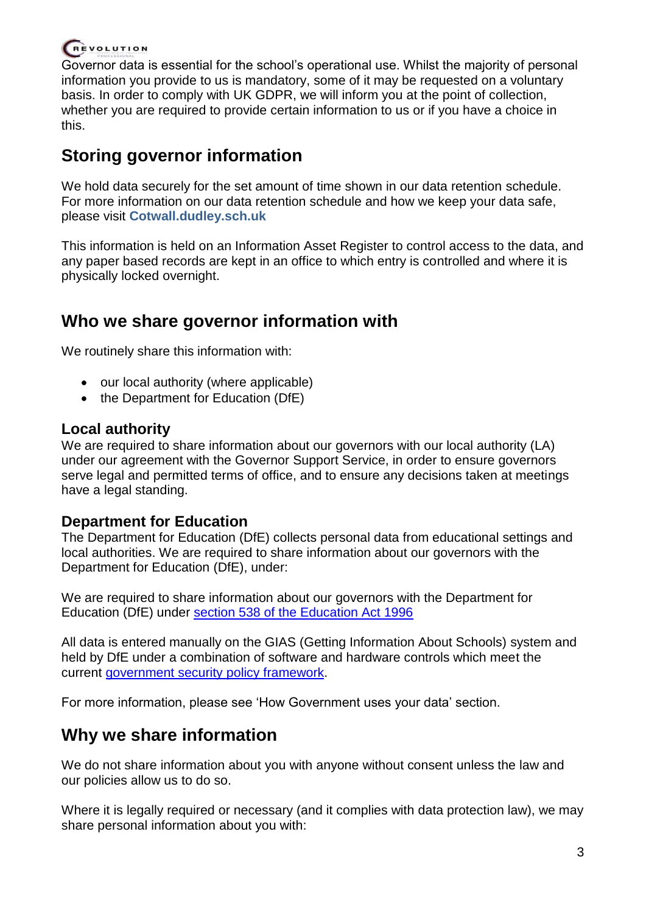Governor data is essential for the school's operational use. Whilst the majority of personal information you provide to us is mandatory, some of it may be requested on a voluntary basis. In order to comply with UK GDPR, we will inform you at the point of collection, whether you are required to provide certain information to us or if you have a choice in this.

## Storing governor information

We hold data securely for the set amount of time shown in our data retention schedule. For more information on our data retention schedule and how we keep your data safe, please visit **Cotwall.dudley.sch.uk**

This information is held on an Information Asset Register to control access to the data, and any paper based records are kept in an office to which entry is controlled and where it is physically locked overnight.

## Who we share governor information with

We routinely share this information with:

- our local authority (where applicable)
- the Department for Education (DfE)

### Local authority

We are required to share information about our governors with our local authority (LA) under our agreement with the Governor Support Service, in order to ensure governors serve legal and permitted terms of office, and to ensure any decisions taken at meetings have a legal standing.

### Department for Education

The Department for Education (DfE) collects personal data from educational settings and local authorities. We are required to share information about our governors with the Department for Education (DfE), under:

We are required to share information about our governors with the Department for Education (DfE) under section 538 of the Education Act 1996

All data is entered manually on the GIAS (Getting Information About Schools) system and held by DfE under a combination of software and hardware controls which meet the current government security policy framework.

For more information, please see 'How Government uses your data' section.

## Why we share information

We do not share information about you with anyone without consent unless the law and our policies allow us to do so.

Where it is legally required or necessary (and it complies with data protection law), we may share personal information about you with: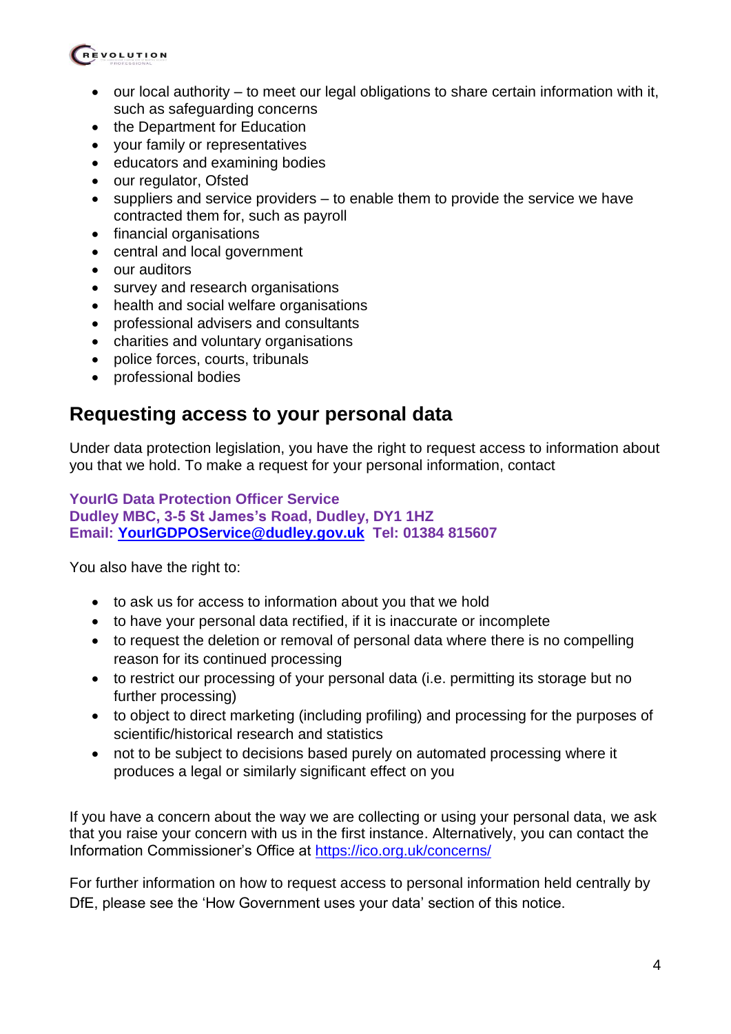- our local authority – to meet our legal obligations to share certain information with it, such as safeguarding concerns
- the Department for Education
- your family or representatives
- educators and examining bodies
- our regulator, Ofsted
- suppliers and service providers – to enable them to provide the service we have contracted them for, such as payroll
- financial organisations
- central and local government
- our auditors
- survey and research organisations
- health and social welfare organisations
- professional advisers and consultants
- charities and voluntary organisations
- police forces, courts, tribunals
- professional bodies

## Requesting access to your personal data

Under data protection legislation, you have the right to request access to information about you that we hold. To make a request for your personal information, contact

**YourIG Data Protection Officer Service**
**Dudley MBC, 3-5 St James's Road, Dudley, DY1 1HZ**
**Email: [YourIGDPOService@dudley.gov.uk](mailto:YourIGDPOService@dudley.gov.uk) Tel: 01384 815607**

You also have the right to:

- to ask us for access to information about you that we hold
- to have your personal data rectified, if it is inaccurate or incomplete
- to request the deletion or removal of personal data where there is no compelling reason for its continued processing
- to restrict our processing of your personal data (i.e. permitting its storage but no further processing)
- to object to direct marketing (including profiling) and processing for the purposes of scientific/historical research and statistics
- not to be subject to decisions based purely on automated processing where it produces a legal or similarly significant effect on you

If you have a concern about the way we are collecting or using your personal data, we ask that you raise your concern with us in the first instance. Alternatively, you can contact the Information Commissioner's Office at [https://ico.org.uk/concerns/](https://ico.org.uk/concerns/)

For further information on how to request access to personal information held centrally by DfE, please see the 'How Government uses your data' section of this notice.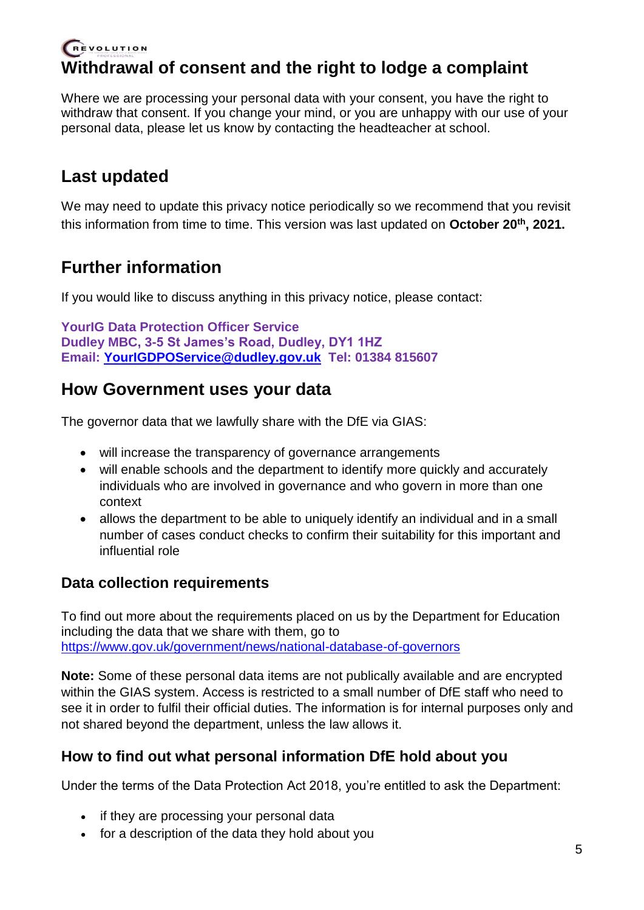## Withdrawal of consent and the right to lodge a complaint

Where we are processing your personal data with your consent, you have the right to withdraw that consent. If you change your mind, or you are unhappy with our use of your personal data, please let us know by contacting the headteacher at school.

## Last updated

We may need to update this privacy notice periodically so we recommend that you revisit this information from time to time. This version was last updated on **October 20th, 2021.**

## Further information

If you would like to discuss anything in this privacy notice, please contact:

**YourIG Data Protection Officer Service**
**Dudley MBC, 3-5 St James's Road, Dudley, DY1 1HZ**
**Email: YourIGDPOService@dudley.gov.uk Tel: 01384 815607**

## How Government uses your data

The governor data that we lawfully share with the DfE via GIAS:

- will increase the transparency of governance arrangements
- will enable schools and the department to identify more quickly and accurately individuals who are involved in governance and who govern in more than one context
- allows the department to be able to uniquely identify an individual and in a small number of cases conduct checks to confirm their suitability for this important and influential role

### Data collection requirements

To find out more about the requirements placed on us by the Department for Education including the data that we share with them, go to https://www.gov.uk/government/news/national-database-of-governors

**Note:** Some of these personal data items are not publically available and are encrypted within the GIAS system. Access is restricted to a small number of DfE staff who need to see it in order to fulfil their official duties. The information is for internal purposes only and not shared beyond the department, unless the law allows it.

### How to find out what personal information DfE hold about you

Under the terms of the Data Protection Act 2018, you're entitled to ask the Department:

- if they are processing your personal data
- for a description of the data they hold about you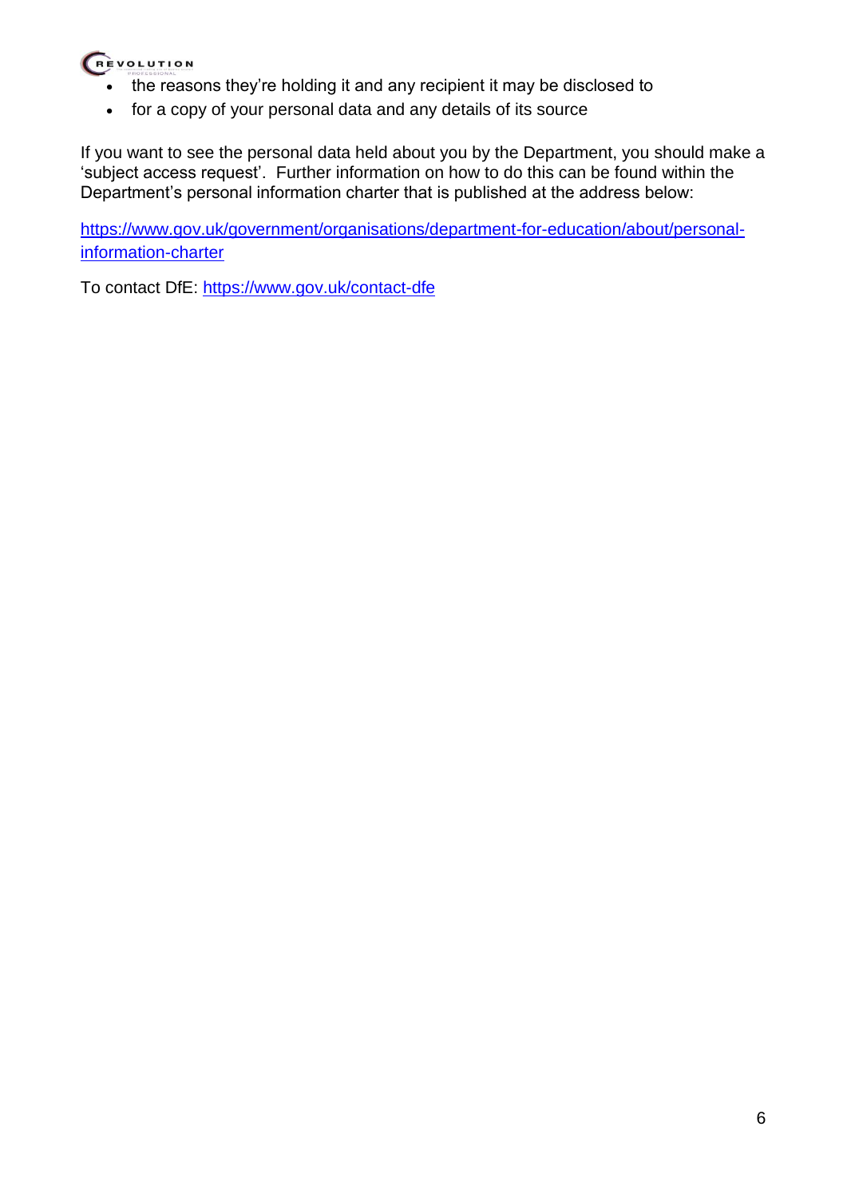- the reasons they're holding it and any recipient it may be disclosed to
- for a copy of your personal data and any details of its source

If you want to see the personal data held about you by the Department, you should make a 'subject access request'. Further information on how to do this can be found within the Department's personal information charter that is published at the address below:

https://www.gov.uk/government/organisations/department-for-education/about/personal-information-charter

To contact DfE: https://www.gov.uk/contact-dfe